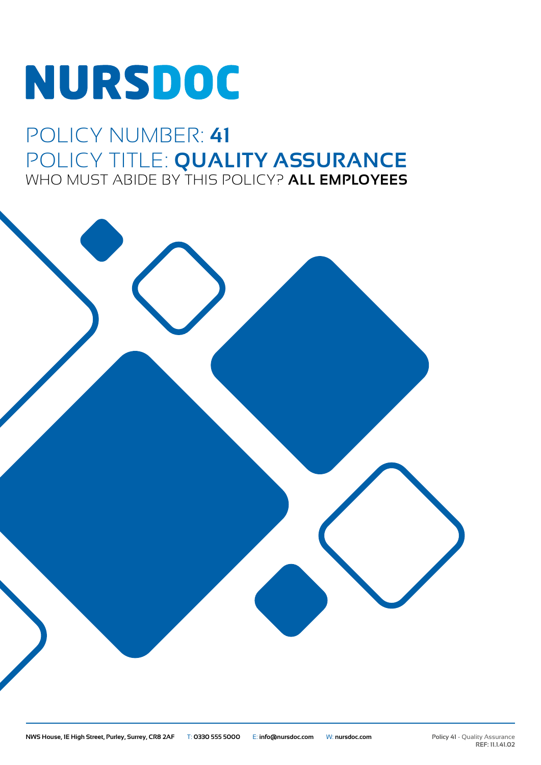# NURSDOC

## POLICY NUMBER: **41**

## POLICY TITLE: **QUALITY ASSURANCE**

WHO MUST ABIDE BY THIS POLICY? **ALL EMPLOYEES**

**NWS House, 1E High Street, Purley, Surrey, CR8 2AF** T: **0330 555 5000** E: **info@nursdoc.com** W: **nursdoc.com**

**Policy 41** - Quality Assurance
**REF: 11.1.41.02**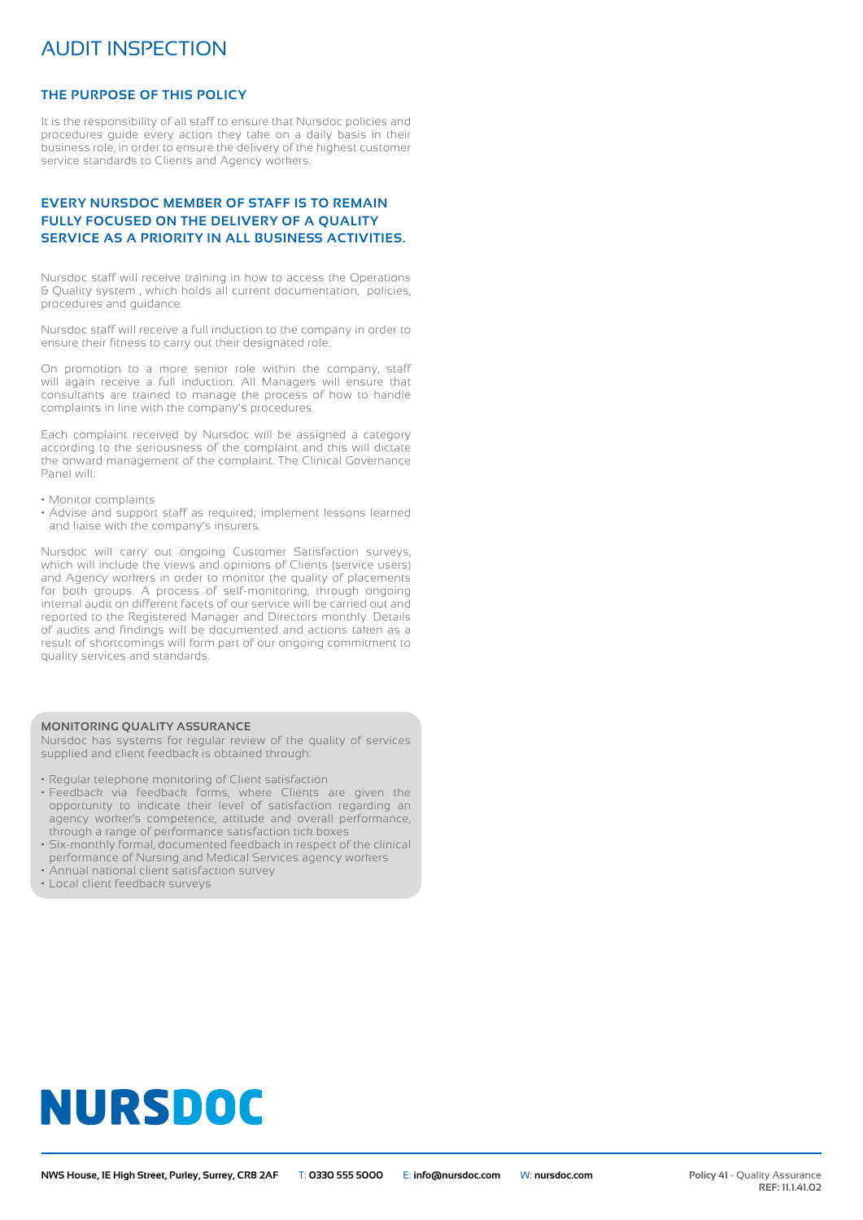# AUDIT INSPECTION

## THE PURPOSE OF THIS POLICY

It is the responsibility of all staff to ensure that Nursdoc policies and procedures guide every action they take on a daily basis in their business role, in order to ensure the delivery of the highest customer service standards to Clients and Agency workers.

## EVERY NURSDOC MEMBER OF STAFF IS TO REMAIN FULLY FOCUSED ON THE DELIVERY OF A QUALITY SERVICE AS A PRIORITY IN ALL BUSINESS ACTIVITIES.

Nursdoc staff will receive training in how to access the Operations & Quality system , which holds all current documentation, policies, procedures and guidance.

Nursdoc staff will receive a full induction to the company in order to ensure their fitness to carry out their designated role.

On promotion to a more senior role within the company, staff will again receive a full induction. All Managers will ensure that consultants are trained to manage the process of how to handle complaints in line with the company's procedures.

Each complaint received by Nursdoc will be assigned a category according to the seriousness of the complaint and this will dictate the onward management of the complaint. The Clinical Governance Panel will:

- Monitor complaints
- Advise and support staff as required; implement lessons learned and liaise with the company's insurers.

Nursdoc will carry out ongoing Customer Satisfaction surveys, which will include the views and opinions of Clients (service users) and Agency workers in order to monitor the quality of placements for both groups. A process of self-monitoring, through ongoing internal audit on different facets of our service will be carried out and reported to the Registered Manager and Directors monthly. Details of audits and findings will be documented and actions taken as a result of shortcomings will form part of our ongoing commitment to quality services and standards.

**MONITORING QUALITY ASSURANCE**

Nursdoc has systems for regular review of the quality of services supplied and client feedback is obtained through:

- Regular telephone monitoring of Client satisfaction
- Feedback via feedback forms, where Clients are given the opportunity to indicate their level of satisfaction regarding an agency worker's competence, attitude and overall performance, through a range of performance satisfaction tick boxes
- Six-monthly formal, documented feedback in respect of the clinical performance of Nursing and Medical Services agency workers
- Annual national client satisfaction survey
- Local client feedback surveys

**NURSDOC**

NWS House, 1E High Street, Purley, Surrey, CR8 2AF T: 0330 555 5000 E: info@nursdoc.com W: nursdoc.com

Policy 41 - Quality Assurance
REF: 11.1.41.02